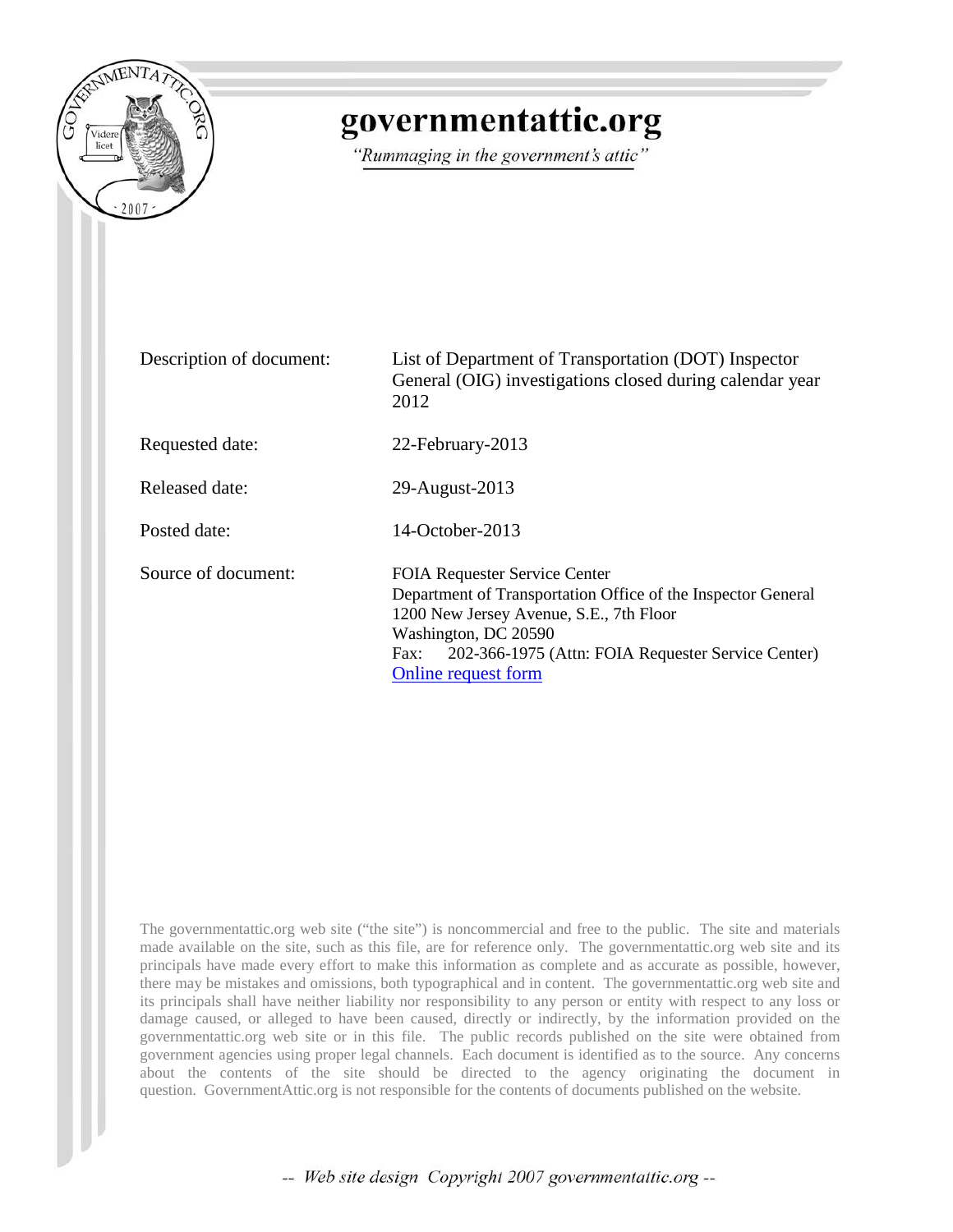# governmentattic.org

*"Rummaging in the government's attic"*

| | |
|---|---|
| Description of document: | List of Department of Transportation (DOT) Inspector General (OIG) investigations closed during calendar year 2012 |
| Requested date: | 22-February-2013 |
| Released date: | 29-August-2013 |
| Posted date: | 14-October-2013 |
| Source of document: | FOIA Requester Service Center<br>Department of Transportation Office of the Inspector General<br>1200 New Jersey Avenue, S.E., 7th Floor<br>Washington, DC 20590<br>Fax: 202-366-1975 (Attn: FOIA Requester Service Center)<br>Online request form |

The governmentattic.org web site ("the site") is noncommercial and free to the public. The site and materials made available on the site, such as this file, are for reference only. The governmentattic.org web site and its principals have made every effort to make this information as complete and as accurate as possible, however, there may be mistakes and omissions, both typographical and in content. The governmentattic.org web site and its principals shall have neither liability nor responsibility to any person or entity with respect to any loss or damage caused, or alleged to have been caused, directly or indirectly, by the information provided on the governmentattic.org web site or in this file. The public records published on the site were obtained from government agencies using proper legal channels. Each document is identified as to the source. Any concerns about the contents of the site should be directed to the agency originating the document in question. GovernmentAttic.org is not responsible for the contents of documents published on the website.

-- Web site design Copyright 2007 governmentattic.org --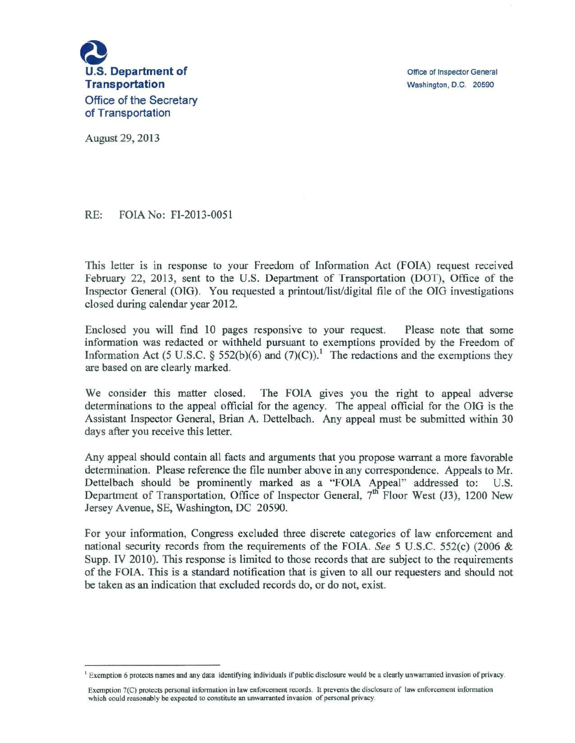**U.S. Department of Transportation**

Office of the Secretary of Transportation

Office of Inspector General
Washington, D.C. 20590

August 29, 2013

RE: FOIA No: FI-2013-0051

This letter is in response to your Freedom of Information Act (FOIA) request received February 22, 2013, sent to the U.S. Department of Transportation (DOT), Office of the Inspector General (OIG). You requested a printout/list/digital file of the OIG investigations closed during calendar year 2012.

Enclosed you will find 10 pages responsive to your request. Please note that some information was redacted or withheld pursuant to exemptions provided by the Freedom of Information Act (5 U.S.C. § 552(b)(6) and (7)(C)).[1] The redactions and the exemptions they are based on are clearly marked.

We consider this matter closed. The FOIA gives you the right to appeal adverse determinations to the appeal official for the agency. The appeal official for the OIG is the Assistant Inspector General, Brian A. Dettelbach. Any appeal must be submitted within 30 days after you receive this letter.

Any appeal should contain all facts and arguments that you propose warrant a more favorable determination. Please reference the file number above in any correspondence. Appeals to Mr. Dettelbach should be prominently marked as a "FOIA Appeal" addressed to: U.S. Department of Transportation, Office of Inspector General, 7th Floor West (J3), 1200 New Jersey Avenue, SE, Washington, DC 20590.

For your information, Congress excluded three discrete categories of law enforcement and national security records from the requirements of the FOIA. *See* 5 U.S.C. 552(c) (2006 & Supp. IV 2010). This response is limited to those records that are subject to the requirements of the FOIA. This is a standard notification that is given to all our requesters and should not be taken as an indication that excluded records do, or do not, exist.

---

[1] Exemption 6 protects names and any data identifying individuals if public disclosure would be a clearly unwarranted invasion of privacy.

Exemption 7(C) protects personal information in law enforcement records. It prevents the disclosure of law enforcement information which could reasonably be expected to constitute an unwarranted invasion of personal privacy.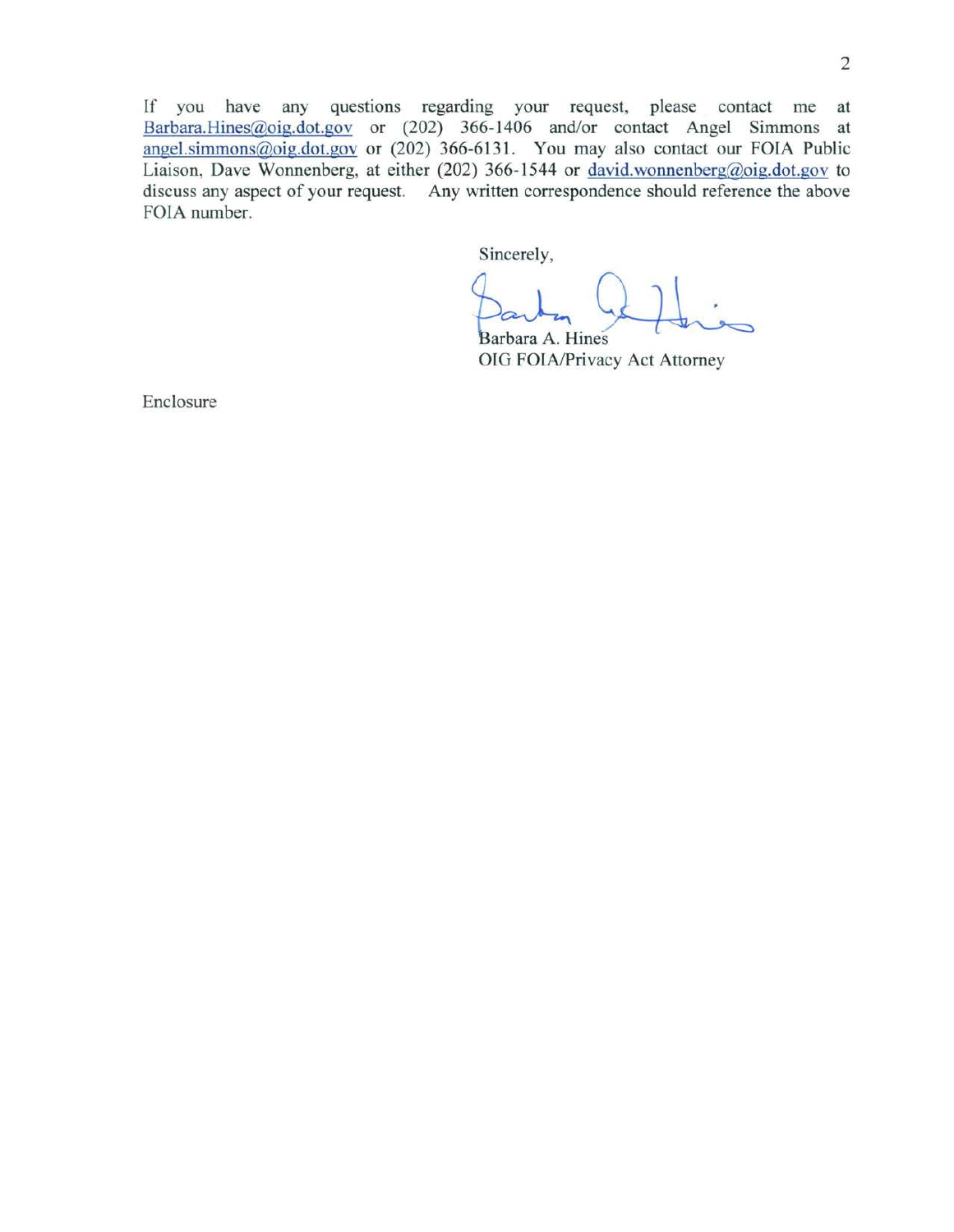If you have any questions regarding your request, please contact me at Barbara.Hines@oig.dot.gov or (202) 366-1406 and/or contact Angel Simmons at angel.simmons@oig.dot.gov or (202) 366-6131. You may also contact our FOIA Public Liaison, Dave Wonnenberg, at either (202) 366-1544 or david.wonnenberg@oig.dot.gov to discuss any aspect of your request. Any written correspondence should reference the above FOIA number.

Sincerely,

Barbara A. Hines
OIG FOIA/Privacy Act Attorney

Enclosure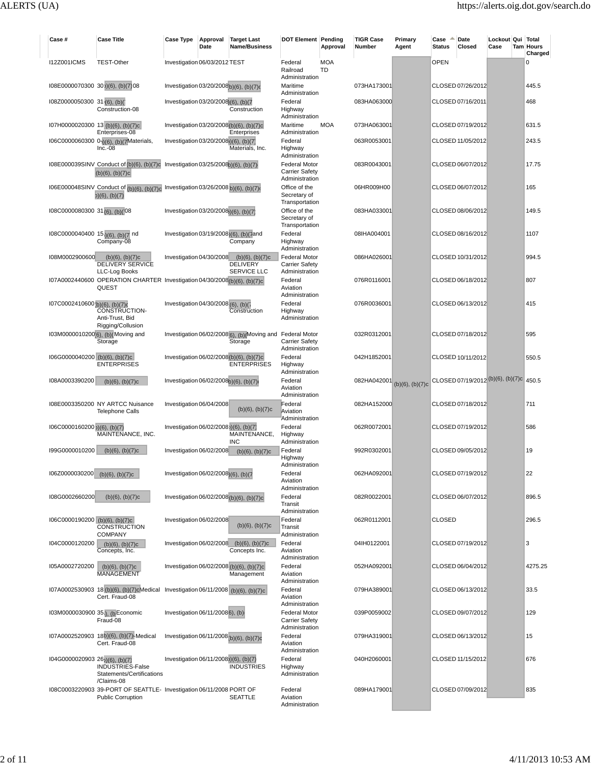| Case # | Case Title | Case Type | Approval Date | Target Last Name/Business | DOT Element | Pending Approval | TIGR Case Number | Primary Agent | Case Status | Date Closed | Lockout Case | Qui Tam | Total Hours Charged |
|---|---|---|---|---|---|---|---|---|---|---|---|---|---|
| I12Z001ICMS | TEST-Other | Investigation | 06/03/2012 | TEST | Federal Railroad Administration | MOA TD | | | OPEN | | | | 0 |
| I08E0000070300 | 30 (b)(6), (b)(7) 08 | Investigation | 03/20/2008 | (b)(6), (b)(7)c | Maritime Administration | | 073HA173001 | | CLOSED | 07/26/2012 | | | 445.5 |
| I08Z0000050300 | 31-(b)(6), (b)(7) Construction-08 | Investigation | 03/20/2008 | (b)(6), (b)(7) Construction | Federal Highway Administration | | 083HA063000 | | CLOSED | 07/16/2011 | | | 468 |
| I07H0000020300 | 13 (b)(6), (b)(7)c Enterprises-08 | Investigation | 03/20/2008 | (b)(6), (b)(7)c Enterprises | Maritime Administration | MOA | 073HA063001 | | CLOSED | 07/19/2012 | | | 631.5 |
| I06C0000060300 | 0-(b)(6), (b)(7) Materials, Inc.-08 | Investigation | 03/20/2008 | (b)(6), (b)(7) Materials, Inc. | Federal Highway Administration | | 063R0053001 | | CLOSED | 11/05/2012 | | | 243.5 |
| I08E000039SINV | Conduct of (b)(6), (b)(7)c (b)(6), (b)(7)c | Investigation | 03/25/2008 | (b)(6), (b)(7) | Federal Motor Carrier Safety Administration | | 083R0043001 | | CLOSED | 06/07/2012 | | | 17.75 |
| I06E000048SINV | Conduct of (b)(6), (b)(7)c (b)(6), (b)(7) | Investigation | 03/26/2008 | (b)(6), (b)(7) | Office of the Secretary of Transportation | | 06HR009H00 | | CLOSED | 06/07/2012 | | | 165 |
| I08C0000080300 | 31 (b)(6), (b)(7) 08 | Investigation | 03/20/2008 | (b)(6), (b)(7) | Office of the Secretary of Transportation | | 083HA033001 | | CLOSED | 08/06/2012 | | | 149.5 |
| I08C0000040400 | 15 (b)(6), (b)(7) nd Company-08 | Investigation | 03/19/2008 | (b)(6), (b)(7) and Company | Federal Highway Administration | | 08IHA004001 | | CLOSED | 08/16/2012 | | | 1107 |
| I08M0002900600 | (b)(6), (b)(7)c DELIVERY SERVICE LLC-Log Books | Investigation | 04/30/2008 | (b)(6), (b)(7)c DELIVERY SERVICE LLC | Federal Motor Carrier Safety Administration | | 086HA026001 | | CLOSED | 10/31/2012 | | | 994.5 |
| I07A0002440600 | OPERATION CHARTER QUEST | Investigation | 04/30/2008 | (b)(6), (b)(7)c | Federal Aviation Administration | | 076R0116001 | | CLOSED | 06/18/2012 | | | 807 |
| I07C0002410600 | (b)(6), (b)(7)c CONSTRUCTION-Anti-Trust, Bid Rigging/Collusion | Investigation | 04/30/2008 | (b)(6), (b)(7) Construction | Federal Highway Administration | | 076R0036001 | | CLOSED | 06/13/2012 | | | 415 |
| I03M0000010200 | (b)(6), (b)( Moving and Storage | Investigation | 06/02/2008 | (b)(6), (b)( Moving and Storage | Federal Motor Carrier Safety Administration | | 032R0312001 | | CLOSED | 07/18/2012 | | | 595 |
| I06G0000040200 | (b)(6), (b)(7)c ENTERPRISES | Investigation | 06/02/2008 | (b)(6), (b)(7)c ENTERPRISES | Federal Highway Administration | | 042H1852001 | | CLOSED | 10/11/2012 | | | 550.5 |
| I08A0003390200 | (b)(6), (b)(7)c | Investigation | 06/02/2008 | (b)(6), (b)(7) | Federal Aviation Administration | | 082HA042001 | (b)(6), (b)(7)c | CLOSED | 07/19/2012 | (b)(6), (b)(7)c | | 450.5 |
| I08E0003350200 | NY ARTCC Nuisance Telephone Calls | Investigation | 06/04/2008 | (b)(6), (b)(7)c | Federal Aviation Administration | | 082HA152000 | | CLOSED | 07/18/2012 | | | 711 |
| I06C0000160200 | (b)(6), (b)(7) MAINTENANCE, INC. | Investigation | 06/02/2008 | (b)(6), (b)(7) MAINTENANCE, INC | Federal Highway Administration | | 062R0072001 | | CLOSED | 07/19/2012 | | | 586 |
| I99G0000010200 | (b)(6), (b)(7)c | Investigation | 06/02/2008 | (b)(6), (b)(7)c | Federal Highway Administration | | 992R0302001 | | CLOSED | 09/05/2012 | | | 19 |
| I06Z0000030200 | (b)(6), (b)(7)c | Investigation | 06/02/2008 | (b)(6), (b)(7 | Federal Aviation Administration | | 062HA092001 | | CLOSED | 07/19/2012 | | | 22 |
| I08G0002660200 | (b)(6), (b)(7)c | Investigation | 06/02/2008 | (b)(6), (b)(7)c | Federal Transit Administration | | 082R0022001 | | CLOSED | 06/07/2012 | | | 896.5 |
| I06C0000190200 | (b)(6), (b)(7)c CONSTRUCTION COMPANY | Investigation | 06/02/2008 | (b)(6), (b)(7)c | Federal Transit Administration | | 062R0112001 | | CLOSED | | | | 296.5 |
| I04C0000120200 | (b)(6), (b)(7)c Concepts, Inc. | Investigation | 06/02/2008 | (b)(6), (b)(7)c Concepts Inc. | Federal Aviation Administration | | 04IH0122001 | | CLOSED | 07/19/2012 | | | 3 |
| I05A0002720200 | (b)(6), (b)(7)c MANAGEMENT | Investigation | 06/02/2008 | (b)(6), (b)(7)c Management | Federal Aviation Administration | | 052HA092001 | | CLOSED | 06/04/2012 | | | 4275.25 |
| I07A0002530903 | 18 (b)(6), (b)(7)c Medical Cert. Fraud-08 | Investigation | 06/11/2008 | (b)(6), (b)(7)c | Federal Aviation Administration | | 079HA389001 | | CLOSED | 06/13/2012 | | | 33.5 |
| I03M0000030900 | 35 (b)(6), (b) Economic Fraud-08 | Investigation | 06/11/2008 | (b)(6), (b) | Federal Motor Carrier Safety Administration | | 039P0059002 | | CLOSED | 09/07/2012 | | | 129 |
| I07A0002520903 | 18 (b)(6), (b)(7) Medical Cert. Fraud-08 | Investigation | 06/11/2008 | (b)(6), (b)(7)c | Federal Aviation Administration | | 079HA319001 | | CLOSED | 06/13/2012 | | | 15 |
| I04G0000020903 | 26 (b)(6), (b)(7) INDUSTRIES-False Statements/Certifications /Claims-08 | Investigation | 06/11/2008 | (b)(6), (b)(7) INDUSTRIES | Federal Highway Administration | | 040H2060001 | | CLOSED | 11/15/2012 | | | 676 |
| I08C0003220903 | 39-PORT OF SEATTLE-Public Corruption | Investigation | 06/11/2008 | PORT OF SEATTLE | Federal Aviation Administration | | 089HA179001 | | CLOSED | 07/09/2012 | | | 835 |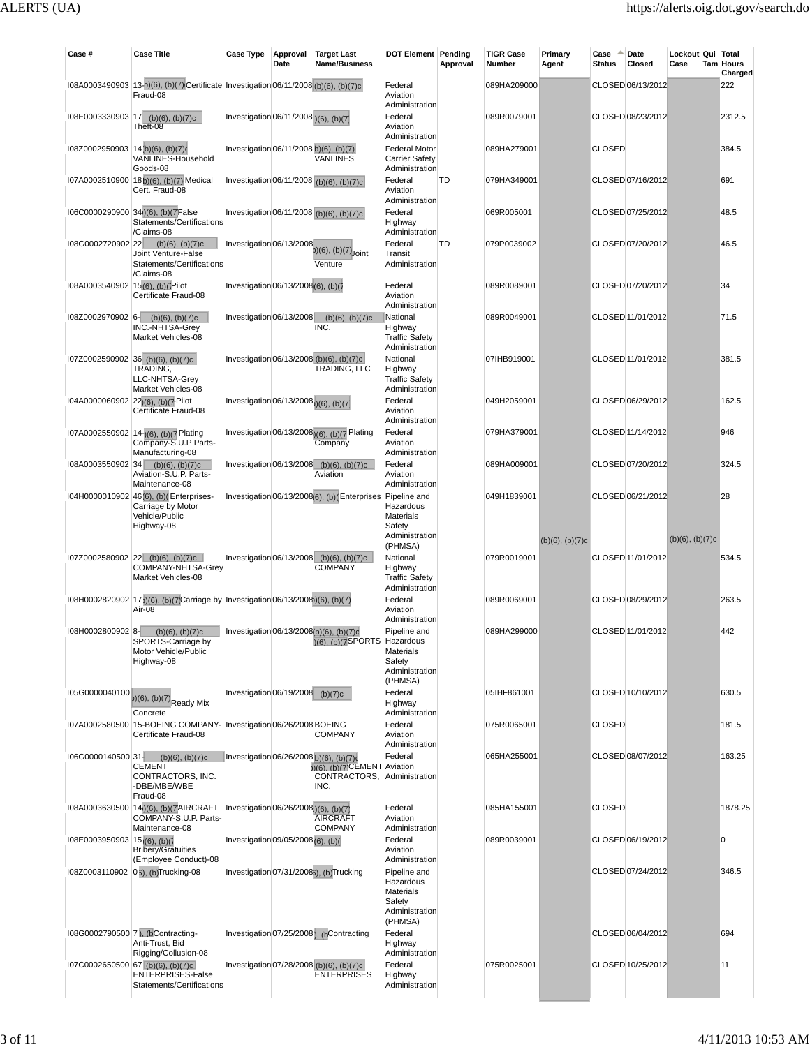| Case # | Case Title | Case Type | Approval Date | Target Last Name/Business | DOT Element | Pending Approval | TIGR Case Number | Primary Agent | Case Status | Date Closed | Lockout Case | Qui Tam | Total Hours Charged |
|---|---|---|---|---|---|---|---|---|---|---|---|---|---|
| I08A0003490903 | 13-(b)(6), (b)(7) Certificate Fraud-08 | Investigation | 06/11/2008 | (b)(6), (b)(7)c | Federal Aviation Administration | | 089HA209000 | | CLOSED | 06/13/2012 | | | 222 |
| I08E0003330903 | 17 (b)(6), (b)(7)c Theft-08 | Investigation | 06/11/2008 | (b)(6), (b)(7) | Federal Aviation Administration | | 089R0079001 | | CLOSED | 08/23/2012 | | | 2312.5 |
| I08Z0002950903 | 14 (b)(6), (b)(7)c VANLINES-Household Goods-08 | Investigation | 06/11/2008 | (b)(6), (b)(7) VANLINES | Federal Motor Carrier Safety Administration | | 089HA279001 | | CLOSED | | | | 384.5 |
| I07A0002510900 | 18 (b)(6), (b)(7) Medical Cert. Fraud-08 | Investigation | 06/11/2008 | (b)(6), (b)(7)c | Federal Aviation Administration | TD | 079HA349001 | | CLOSED | 07/16/2012 | | | 691 |
| I06C0000290900 | 34 (b)(6), (b)(7) False Statements/Certifications /Claims-08 | Investigation | 06/11/2008 | (b)(6), (b)(7)c | Federal Highway Administration | | 069R005001 | | CLOSED | 07/25/2012 | | | 48.5 |
| I08G0002720902 | 22 (b)(6), (b)(7)c Joint Venture-False Statements/Certifications /Claims-08 | Investigation | 06/13/2008 | (b)(6), (b)(7) Joint Venture | Federal Transit Administration | TD | 079P0039002 | | CLOSED | 07/20/2012 | | | 46.5 |
| I08A0003540902 | 15 (b)(6), (b)(7) Pilot Certificate Fraud-08 | Investigation | 06/13/2008 | (b)(6), (b)(7) | Federal Aviation Administration | | 089R0089001 | | CLOSED | 07/20/2012 | | | 34 |
| I08Z0002970902 | 6- (b)(6), (b)(7)c INC.-NHTSA-Grey Market Vehicles-08 | Investigation | 06/13/2008 | (b)(6), (b)(7)c INC. | National Highway Traffic Safety Administration | | 089R0049001 | | CLOSED | 11/01/2012 | | | 71.5 |
| I07Z0002590902 | 36 (b)(6), (b)(7)c TRADING, LLC-NHTSA-Grey Market Vehicles-08 | Investigation | 06/13/2008 | (b)(6), (b)(7)c TRADING, LLC | National Highway Traffic Safety Administration | | 07IHB919001 | | CLOSED | 11/01/2012 | | | 381.5 |
| I04A0000060902 | 22 (b)(6), (b)(7) Pilot Certificate Fraud-08 | Investigation | 06/13/2008 | (b)(6), (b)(7) | Federal Aviation Administration | | 049H2059001 | | CLOSED | 06/29/2012 | | | 162.5 |
| I07A0002550902 | 14 (b)(6), (b)(7) Plating Company-S.U.P Parts-Manufacturing-08 | Investigation | 06/13/2008 | (b)(6), (b)(7) Plating Company | Federal Aviation Administration | | 079HA379001 | | CLOSED | 11/14/2012 | | | 946 |
| I08A0003550902 | 34 (b)(6), (b)(7)c Aviation-S.U.P. Parts-Maintenance-08 | Investigation | 06/13/2008 | (b)(6), (b)(7)c Aviation | Federal Aviation Administration | | 089HA009001 | | CLOSED | 07/20/2012 | | | 324.5 |
| I04H0000010902 | 46 (b)(6), (b)( Enterprises-Carriage by Motor Vehicle/Public Highway-08 | Investigation | 06/13/2008 | (b)(6), (b)( Enterprises | Pipeline and Hazardous Materials Safety Administration (PHMSA) | | 049H1839001 | (b)(6), (b)(7)c | CLOSED | 06/21/2012 | (b)(6), (b)(7)c | | 28 |
| I07Z0002580902 | 22 (b)(6), (b)(7)c COMPANY-NHTSA-Grey Market Vehicles-08 | Investigation | 06/13/2008 | (b)(6), (b)(7)c COMPANY | National Highway Traffic Safety Administration | | 079R0019001 | | CLOSED | 11/01/2012 | | | 534.5 |
| I08H0002820902 | 17 (b)(6), (b)(7) Carriage by Air-08 | Investigation | 06/13/2008 | (b)(6), (b)(7) | Federal Aviation Administration | | 089R0069001 | | CLOSED | 08/29/2012 | | | 263.5 |
| I08H0002800902 | 8- (b)(6), (b)(7)c SPORTS-Carriage by Motor Vehicle/Public Highway-08 | Investigation | 06/13/2008 | (b)(6), (b)(7)c (b)(6), (b)(7) SPORTS | Pipeline and Hazardous Materials Safety Administration (PHMSA) | | 089HA299000 | | CLOSED | 11/01/2012 | | | 442 |
| I05G0000040100 | (b)(6), (b)(7) Ready Mix Concrete | Investigation | 06/19/2008 | (b)(7)c | Federal Highway Administration | | 05IHF861001 | | CLOSED | 10/10/2012 | | | 630.5 |
| I07A0002580500 | 15-BOEING COMPANY-Certificate Fraud-08 | Investigation | 06/26/2008 | BOEING COMPANY | Federal Aviation Administration | | 075R0065001 | | CLOSED | | | | 181.5 |
| I06G0000140500 | 31- (b)(6), (b)(7)c CEMENT CONTRACTORS, INC. -DBE/MBE/WBE Fraud-08 | Investigation | 06/26/2008 | (b)(6), (b)(7)c (b)(6), (b)(7) CEMENT CONTRACTORS, INC. | Federal Aviation Administration | | 065HA255001 | | CLOSED | 08/07/2012 | | | 163.25 |
| I08A0003630500 | 14 (b)(6), (b)(7) AIRCRAFT COMPANY-S.U.P. Parts-Maintenance-08 | Investigation | 06/26/2008 | (b)(6), (b)(7) AIRCRAFT COMPANY | Federal Aviation Administration | | 085HA155001 | | CLOSED | | | | 1878.25 |
| I08E0003950903 | 15 (b)(6), (b)( Bribery/Gratuities (Employee Conduct)-08 | Investigation | 09/05/2008 | (b)(6), (b)( | Federal Aviation Administration | | 089R0039001 | | CLOSED | 06/19/2012 | | | 0 |
| I08Z0003110902 | 0 (b)(6), (b) Trucking-08 | Investigation | 07/31/2008 | (b)(6), (b) Trucking | Pipeline and Hazardous Materials Safety Administration (PHMSA) | | | | CLOSED | 07/24/2012 | | | 346.5 |
| I08G0002790500 | 7 (b)(6), (b) Contracting-Anti-Trust, Bid Rigging/Collusion-08 | Investigation | 07/25/2008 | (b)(6), (b) Contracting | Federal Highway Administration | | | | CLOSED | 06/04/2012 | | | 694 |
| I07C0002650500 | 67 (b)(6), (b)(7)c ENTERPRISES-False Statements/Certifications | Investigation | 07/28/2008 | (b)(6), (b)(7)c ENTERPRISES | Federal Highway Administration | | 075R0025001 | | CLOSED | 10/25/2012 | | | 11 |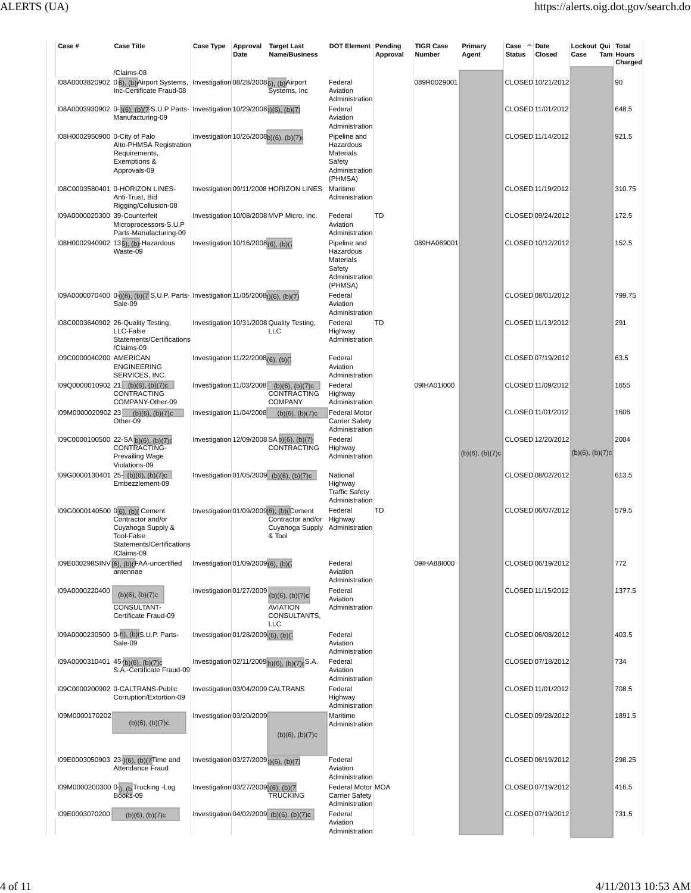| Case # | Case Title | Case Type | Approval Date | Target Last Name/Business | DOT Element | Pending Approval | TIGR Case Number | Primary Agent | Case Status | Date Closed | Lockout Case | Qui Tam | Total Hours Charged |
|---|---|---|---|---|---|---|---|---|---|---|---|---|---|
| I08A0003820902 | 0(b)(6), (b)Airport Systems, Inc-Certificate Fraud-08 | Investigation | 08/28/2008 | (b)(6), (b)Airport Systems, Inc | Federal Aviation Administration | | 089R0029001 | (b)(6), (b)(7)c | CLOSED | 10/21/2012 | (b)(6), (b)(7)c | | 90 |
| I08A0003930902 | 0-(b)(6), (b)(7)S.U.P Parts-Manufacturing-09 | Investigation | 10/29/2008 | (b)(6), (b)(7) | Federal Aviation Administration | | | | CLOSED | 11/01/2012 | | | 648.5 |
| I08H0002950900 | 0-City of Palo Alto-PHMSA Registration Requirements, Exemptions & Approvals-09 | Investigation | 10/26/2008 | (b)(6), (b)(7)c | Pipeline and Hazardous Materials Safety Administration (PHMSA) | | | | CLOSED | 11/14/2012 | | | 921.5 |
| I08C0003580401 | 0-HORIZON LINES-Anti-Trust, Bid Rigging/Collusion-08 | Investigation | 09/11/2008 | HORIZON LINES | Maritime Administration | | | | CLOSED | 11/19/2012 | | | 310.75 |
| I09A0000020300 | 39-Counterfeit Microprocessors-S.U.P Parts-Manufacturing-09 | Investigation | 10/08/2008 | MVP Micro, Inc. | Federal Aviation Administration | TD | | | CLOSED | 09/24/2012 | | | 172.5 |
| I08H0002940902 | 13(b)(6), (b)-Hazardous Waste-09 | Investigation | 10/16/2008 | (b)(6), (b)(7) | Pipeline and Hazardous Materials Safety Administration (PHMSA) | | 089HA069001 | | CLOSED | 10/12/2012 | | | 152.5 |
| I09A0000070400 | 0-(b)(6), (b)(7) S.U.P. Parts-Sale-09 | Investigation | 11/05/2008 | (b)(6), (b)(7) | Federal Aviation Administration | | | | CLOSED | 08/01/2012 | | | 799.75 |
| I08C0003640902 | 26-Quality Testing, LLC-False Statements/Certifications/Claims-09 | Investigation | 10/31/2008 | Quality Testing, LLC | Federal Highway Administration | TD | | | CLOSED | 11/13/2012 | | | 291 |
| I09C0000040200 | AMERICAN ENGINEERING SERVICES, INC. | Investigation | 11/22/2008 | (b)(6), (b)(7) | Federal Aviation Administration | | | | CLOSED | 07/19/2012 | | | 63.5 |
| I09Q0000010902 | 21 (b)(6), (b)(7)c CONTRACTING COMPANY-Other-09 | Investigation | 11/03/2008 | (b)(6), (b)(7)c CONTRACTING COMPANY | Federal Highway Administration | | 09IHA01I000 | | CLOSED | 11/09/2012 | | | 1655 |
| I09M0000020902 | 23 (b)(6), (b)(7)c Other-09 | Investigation | 11/04/2008 | (b)(6), (b)(7)c | Federal Motor Carrier Safety Administration | | | | CLOSED | 11/01/2012 | | | 1606 |
| I09C0000100500 | 22-SA (b)(6), (b)(7)c CONTRACTING-Prevailing Wage Violations-09 | Investigation | 12/09/2008 | SA (b)(6), (b)(7) CONTRACTING | Federal Highway Administration | | | | CLOSED | 12/20/2012 | | | 2004 |
| I09G0000130401 | 25- (b)(6), (b)(7)c Embezzlement-09 | Investigation | 01/05/2009 | (b)(6), (b)(7)c | National Highway Traffic Safety Administration | | | | CLOSED | 08/02/2012 | | | 613.5 |
| I09G0000140500 | 0(b)(6), (b)( Cement Contractor and/or Cuyahoga Supply & Tool-False Statements/Certifications/Claims-09 | Investigation | 01/09/2009 | (b)(6), (b)(Cement Contractor and/or Cuyahoga Supply & Tool | Federal Highway Administration | TD | | | CLOSED | 06/07/2012 | | | 579.5 |
| I09E000298SINV | (b)(6), (b)(FAA-uncertified antennae | Investigation | 01/09/2009 | (b)(6), (b)(7) | Federal Aviation Administration | | 09IHA88I000 | | CLOSED | 06/19/2012 | | | 772 |
| I09A0000220400 | (b)(6), (b)(7)c CONSULTANT-Certificate Fraud-09 | Investigation | 01/27/2009 | (b)(6), (b)(7)c AVIATION CONSULTANTS, LLC | Federal Aviation Administration | | | | CLOSED | 11/15/2012 | | | 1377.5 |
| I09A0000230500 | 0-(b)(6), (b)S.U.P. Parts-Sale-09 | Investigation | 01/28/2009 | (b)(6), (b)(7) | Federal Aviation Administration | | | | CLOSED | 06/08/2012 | | | 403.5 |
| I09A0000310401 | 45-(b)(6), (b)(7)c S.A.-Certificate Fraud-09 | Investigation | 02/11/2009 | (b)(6), (b)(7)c S.A. | Federal Aviation Administration | | | | CLOSED | 07/18/2012 | | | 734 |
| I09C0000200902 | 0-CALTRANS-Public Corruption/Extortion-09 | Investigation | 03/04/2009 | CALTRANS | Federal Highway Administration | | | | CLOSED | 11/01/2012 | | | 708.5 |
| I09M0000170202 | (b)(6), (b)(7)c | Investigation | 03/20/2009 | (b)(6), (b)(7)c | Maritime Administration | | | | CLOSED | 09/28/2012 | | | 1891.5 |
| I09E0003050903 | 23-(b)(6), (b)(7)Time and Attendance Fraud | Investigation | 03/27/2009 | (b)(6), (b)(7) | Federal Aviation Administration | | | | CLOSED | 06/19/2012 | | | 298.25 |
| I09M0000200300 | 0-(b)(6), (b) Trucking -Log Books-09 | Investigation | 03/27/2009 | (b)(6), (b)(7) TRUCKING | Federal Motor Carrier Safety Administration | MOA | | | CLOSED | 07/19/2012 | | | 416.5 |
| I09E0003070200 | (b)(6), (b)(7)c | Investigation | 04/02/2009 | (b)(6), (b)(7)c | Federal Aviation Administration | | | | CLOSED | 07/19/2012 | | | 731.5 |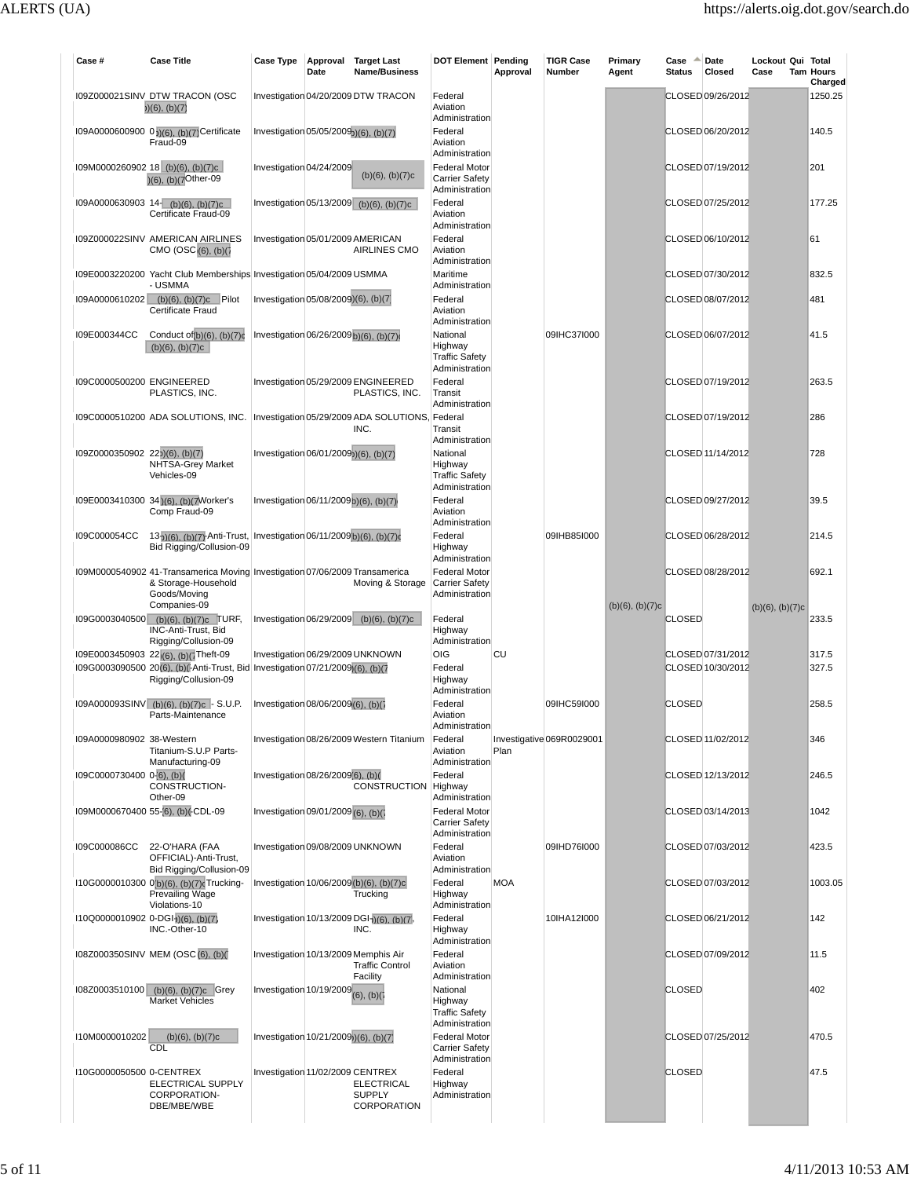| Case # | Case Title | Case Type | Approval Date | Target Last Name/Business | DOT Element | Pending Approval | TIGR Case Number | Primary Agent | Case Status | Date Closed | Lockout Case | Qui Tam | Total Hours Charged |
|---|---|---|---|---|---|---|---|---|---|---|---|---|---|
| I09Z000021SINV | DTW TRACON (OSC (b)(6), (b)(7) | Investigation | 04/20/2009 | DTW TRACON | Federal Aviation Administration | | | (b)(6), (b)(7)c | CLOSED | 09/26/2012 | (b)(6), (b)(7)c | | 1250.25 |
| I09A0000600900 | 0 (b)(6), (b)(7) Certificate Fraud-09 | Investigation | 05/05/2009 | (b)(6), (b)(7) | Federal Aviation Administration | | | | CLOSED | 06/20/2012 | | | 140.5 |
| I09M0000260902 | 18 (b)(6), (b)(7)c (b)(6), (b)(7) Other-09 | Investigation | 04/24/2009 | (b)(6), (b)(7)c | Federal Motor Carrier Safety Administration | | | | CLOSED | 07/19/2012 | | | 201 |
| I09A0000630903 | 14- (b)(6), (b)(7)c Certificate Fraud-09 | Investigation | 05/13/2009 | (b)(6), (b)(7)c | Federal Aviation Administration | | | | CLOSED | 07/25/2012 | | | 177.25 |
| I09Z000022SINV | AMERICAN AIRLINES CMO (OSC (b)(6), (b)(7) | Investigation | 05/01/2009 | AMERICAN AIRLINES CMO | Federal Aviation Administration | | | | CLOSED | 06/10/2012 | | | 61 |
| I09E0003220200 | Yacht Club Memberships - USMMA | Investigation | 05/04/2009 | USMMA | Maritime Administration | | | | CLOSED | 07/30/2012 | | | 832.5 |
| I09A0000610202 | (b)(6), (b)(7)c Pilot Certificate Fraud | Investigation | 05/08/2009 | (b)(6), (b)(7) | Federal Aviation Administration | | | | CLOSED | 08/07/2012 | | | 481 |
| I09E000344CC | Conduct of (b)(6), (b)(7)c (b)(6), (b)(7)c | Investigation | 06/26/2009 | (b)(6), (b)(7)c | National Highway Traffic Safety Administration | | 09IHC37I000 | | CLOSED | 06/07/2012 | | | 41.5 |
| I09C0000500200 | ENGINEERED PLASTICS, INC. | Investigation | 05/29/2009 | ENGINEERED PLASTICS, INC. | Federal Transit Administration | | | | CLOSED | 07/19/2012 | | | 263.5 |
| I09C0000510200 | ADA SOLUTIONS, INC. | Investigation | 05/29/2009 | ADA SOLUTIONS, INC. | Federal Transit Administration | | | | CLOSED | 07/19/2012 | | | 286 |
| I09Z0000350902 | 22 (b)(6), (b)(7) NHTSA-Grey Market Vehicles-09 | Investigation | 06/01/2009 | (b)(6), (b)(7) | National Highway Traffic Safety Administration | | | | CLOSED | 11/14/2012 | | | 728 |
| I09E0003410300 | 34 (b)(6), (b)(7) Worker's Comp Fraud-09 | Investigation | 06/11/2009 | (b)(6), (b)(7) | Federal Aviation Administration | | | | CLOSED | 09/27/2012 | | | 39.5 |
| I09C000054CC | 13-(b)(6), (b)(7)-Anti-Trust, Bid Rigging/Collusion-09 | Investigation | 06/11/2009 | (b)(6), (b)(7)c | Federal Highway Administration | | 09IHB85I000 | | CLOSED | 06/28/2012 | | | 214.5 |
| I09M0000540902 | 41-Transamerica Moving & Storage-Household Goods/Moving Companies-09 | Investigation | 07/06/2009 | Transamerica Moving & Storage | Federal Motor Carrier Safety Administration | | | | CLOSED | 08/28/2012 | | | 692.1 |
| I09G0003040500 | (b)(6), (b)(7)c TURF, INC-Anti-Trust, Bid Rigging/Collusion-09 | Investigation | 06/29/2009 | (b)(6), (b)(7)c | Federal Highway Administration | | | | CLOSED | | | | 233.5 |
| I09E0003450903 | 22 (b)(6), (b)(7) Theft-09 | Investigation | 06/29/2009 | UNKNOWN | OIG | CU | | | CLOSED | 07/31/2012 | | | 317.5 |
| I09G0003090500 | 20 (b)(6), (b)(7)-Anti-Trust, Bid Rigging/Collusion-09 | Investigation | 07/21/2009 | (b)(6), (b)(7) | Federal Highway Administration | | | | CLOSED | 10/30/2012 | | | 327.5 |
| I09A000093SINV | (b)(6), (b)(7)c - S.U.P. Parts-Maintenance | Investigation | 08/06/2009 | (b)(6), (b)(7) | Federal Aviation Administration | | 09IHC59I000 | | CLOSED | | | | 258.5 |
| I09A0000980902 | 38-Western Titanium-S.U.P Parts-Manufacturing-09 | Investigation | 08/26/2009 | Western Titanium | Federal Aviation Administration | Investigative Plan | 069R0029001 | | CLOSED | 11/02/2012 | | | 346 |
| I09C0000730400 | 0-(b)(6), (b)( CONSTRUCTION-Other-09 | Investigation | 08/26/2009 | (b)(6), (b)( CONSTRUCTION | Federal Highway Administration | | | | CLOSED | 12/13/2012 | | | 246.5 |
| I09M0000670400 | 55-(b)(6), (b)( CDL-09 | Investigation | 09/01/2009 | (b)(6), (b)(7) | Federal Motor Carrier Safety Administration | | | | CLOSED | 03/14/2013 | | | 1042 |
| I09C000086CC | 22-O'HARA (FAA OFFICIAL)-Anti-Trust, Bid Rigging/Collusion-09 | Investigation | 09/08/2009 | UNKNOWN | Federal Aviation Administration | | 09IHD76I000 | | CLOSED | 07/03/2012 | | | 423.5 |
| I10G0000010300 | 0 (b)(6), (b)(7)c Trucking-Prevailing Wage Violations-10 | Investigation | 10/06/2009 | (b)(6), (b)(7)c Trucking | Federal Highway Administration | MOA | | | CLOSED | 07/03/2012 | | | 1003.05 |
| I10Q0000010902 | 0-DGI-(b)(6), (b)(7), INC.-Other-10 | Investigation | 10/13/2009 | DGI-(b)(6), (b)(7), INC. | Federal Highway Administration | | 10IHA12I000 | | CLOSED | 06/21/2012 | | | 142 |
| I08Z000350SINV | MEM (OSC (b)(6), (b)( | Investigation | 10/13/2009 | Memphis Air Traffic Control Facility | Federal Aviation Administration | | | | CLOSED | 07/09/2012 | | | 11.5 |
| I08Z0003510100 | (b)(6), (b)(7)c Grey Market Vehicles | Investigation | 10/19/2009 | (b)(6), (b)(7) | National Highway Traffic Safety Administration | | | | CLOSED | | | | 402 |
| I10M0000010202 | (b)(6), (b)(7)c CDL | Investigation | 10/21/2009 | (b)(6), (b)(7) | Federal Motor Carrier Safety Administration | | | | CLOSED | 07/25/2012 | | | 470.5 |
| I10G0000050500 | 0-CENTREX ELECTRICAL SUPPLY CORPORATION-DBE/MBE/WBE | Investigation | 11/02/2009 | CENTREX ELECTRICAL SUPPLY CORPORATION | Federal Highway Administration | | | | CLOSED | | | | 47.5 |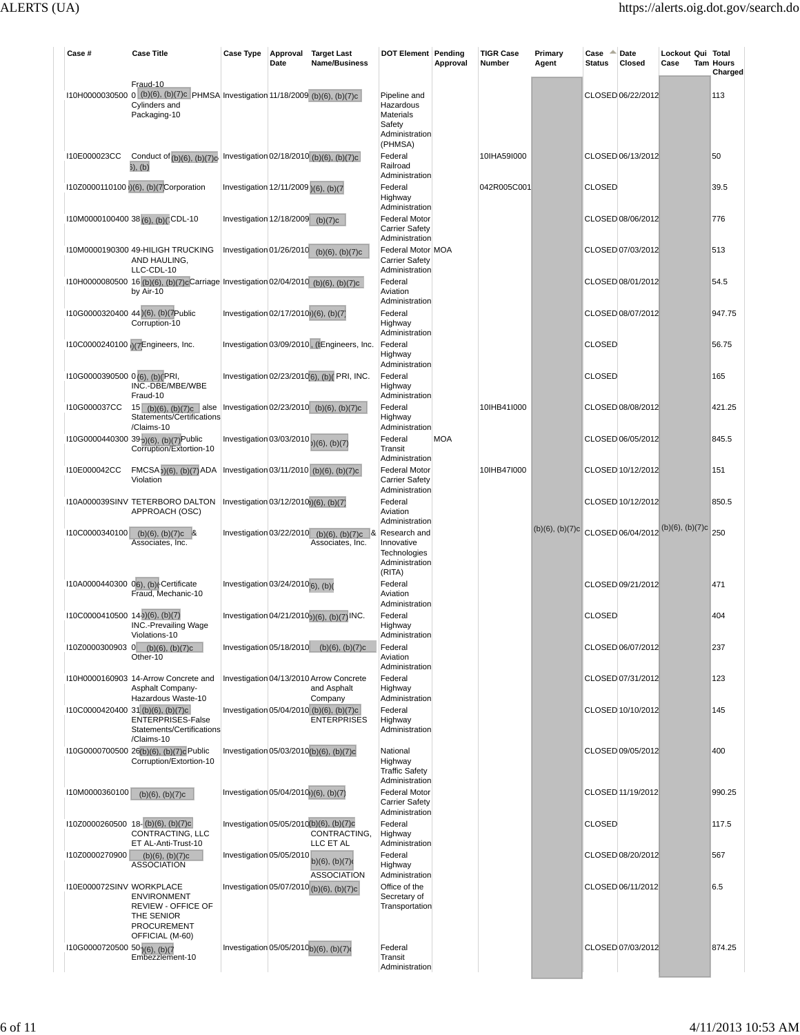| Case # | Case Title | Case Type | Approval Date | Target Last Name/Business | DOT Element | Pending Approval | TIGR Case Number | Primary Agent | Case Status | Date Closed | Lockout Case | Qui Tam | Total Hours Charged |
|---|---|---|---|---|---|---|---|---|---|---|---|---|---|
| I10H0000030500 | Fraud-10 0 (b)(6), (b)(7)c PHMSA Cylinders and Packaging-10 | Investigation | 11/18/2009 | (b)(6), (b)(7)c | Pipeline and Hazardous Materials Safety Administration (PHMSA) | | | | CLOSED | 06/22/2012 | | | 113 |
| I10E000023CC | Conduct of (b)(6), (b)(7)c (b)(6), (b) | Investigation | 02/18/2010 | (b)(6), (b)(7)c | Federal Railroad Administration | | 10IHA59I000 | | CLOSED | 06/13/2012 | | | 50 |
| I10Z0000110100 | (b)(6), (b)(7 Corporation | Investigation | 12/11/2009 | (b)(6), (b)(7 | Federal Highway Administration | | 042R005C001 | | CLOSED | | | | 39.5 |
| I10M0000100400 | 38 (b)(6), (b)( CDL-10 | Investigation | 12/18/2009 | (b)(7)c | Federal Motor Carrier Safety Administration | | | | CLOSED | 08/06/2012 | | | 776 |
| I10M0000190300 | 49-HILIGH TRUCKING AND HAULING, LLC-CDL-10 | Investigation | 01/26/2010 | (b)(6), (b)(7)c | Federal Motor Carrier Safety Administration | MOA | | | CLOSED | 07/03/2012 | | | 513 |
| I10H0000080500 | 16 (b)(6), (b)(7)c Carriage by Air-10 | Investigation | 02/04/2010 | (b)(6), (b)(7)c | Federal Aviation Administration | | | | CLOSED | 08/01/2012 | | | 54.5 |
| I10G0000320400 | 44 (b)(6), (b)(7 Public Corruption-10 | Investigation | 02/17/2010 | (b)(6), (b)(7) | Federal Highway Administration | | | | CLOSED | 08/07/2012 | | | 947.75 |
| I10C0000240100 | (b)(7 Engineers, Inc. | Investigation | 03/09/2010 | (b Engineers, Inc. | Federal Highway Administration | | | | CLOSED | | | | 56.75 |
| I10G0000390500 | 0 (b)(6), (b)( PRI, INC.-DBE/MBE/WBE Fraud-10 | Investigation | 02/23/2010 | (b)(6), (b)( PRI, INC. | Federal Highway Administration | | | | CLOSED | | | | 165 |
| I10G000037CC | 15 (b)(6), (b)(7)c alse Statements/Certifications /Claims-10 | Investigation | 02/23/2010 | (b)(6), (b)(7)c | Federal Highway Administration | | 10IHB41I000 | | CLOSED | 08/08/2012 | | | 421.25 |
| I10G0000440300 | 39 (b)(6), (b)(7) Public Corruption/Extortion-10 | Investigation | 03/03/2010 | (b)(6), (b)(7) | Federal Transit Administration | MOA | | | CLOSED | 06/05/2012 | | | 845.5 |
| I10E000042CC | FMCSA (b)(6), (b)(7) ADA Violation | Investigation | 03/11/2010 | (b)(6), (b)(7)c | Federal Motor Carrier Safety Administration | | 10IHB47I000 | | CLOSED | 10/12/2012 | | | 151 |
| I10A000039SINV | TETERBORO DALTON APPROACH (OSC) | Investigation | 03/12/2010 | (b)(6), (b)(7) | Federal Aviation Administration | | | | CLOSED | 10/12/2012 | | | 850.5 |
| I10C0000340100 | (b)(6), (b)(7)c & Associates, Inc. | Investigation | 03/22/2010 | (b)(6), (b)(7)c & Associates, Inc. | Research and Innovative Technologies Administration (RITA) | | | (b)(6), (b)(7)c | CLOSED | 06/04/2012 | (b)(6), (b)(7)c | | 250 |
| I10A0000440300 | 0 (b)(6), (b)( Certificate Fraud, Mechanic-10 | Investigation | 03/24/2010 | (b)(6), (b)( | Federal Aviation Administration | | | | CLOSED | 09/21/2012 | | | 471 |
| I10C0000410500 | 14 (b)(6), (b)(7) INC.-Prevailing Wage Violations-10 | Investigation | 04/21/2010 | (b)(6), (b)(7) INC. | Federal Highway Administration | | | | CLOSED | | | | 404 |
| I10Z0000300903 | 0 (b)(6), (b)(7)c Other-10 | Investigation | 05/18/2010 | (b)(6), (b)(7)c | Federal Aviation Administration | | | | CLOSED | 06/07/2012 | | | 237 |
| I10H0000160903 | 14-Arrow Concrete and Asphalt Company-Hazardous Waste-10 | Investigation | 04/13/2010 | Arrow Concrete and Asphalt Company | Federal Highway Administration | | | | CLOSED | 07/31/2012 | | | 123 |
| I10C0000420400 | 31 (b)(6), (b)(7)c ENTERPRISES-False Statements/Certifications /Claims-10 | Investigation | 05/04/2010 | (b)(6), (b)(7)c ENTERPRISES | Federal Highway Administration | | | | CLOSED | 10/10/2012 | | | 145 |
| I10G0000700500 | 26 (b)(6), (b)(7)c Public Corruption/Extortion-10 | Investigation | 05/03/2010 | (b)(6), (b)(7)c | National Highway Traffic Safety Administration | | | | CLOSED | 09/05/2012 | | | 400 |
| I10M0000360100 | (b)(6), (b)(7)c | Investigation | 05/04/2010 | (b)(6), (b)(7) | Federal Motor Carrier Safety Administration | | | | CLOSED | 11/19/2012 | | | 990.25 |
| I10Z0000260500 | 18- (b)(6), (b)(7)c CONTRACTING, LLC ET AL-Anti-Trust-10 | Investigation | 05/05/2010 | (b)(6), (b)(7)c CONTRACTING, LLC ET AL | Federal Highway Administration | | | | CLOSED | | | | 117.5 |
| I10Z0000270900 | (b)(6), (b)(7)c ASSOCIATION | Investigation | 05/05/2010 | (b)(6), (b)(7) ASSOCIATION | Federal Highway Administration | | | | CLOSED | 08/20/2012 | | | 567 |
| I10E000072SINV | WORKPLACE ENVIRONMENT REVIEW - OFFICE OF THE SENIOR PROCUREMENT OFFICIAL (M-60) | Investigation | 05/07/2010 | (b)(6), (b)(7)c | Office of the Secretary of Transportation | | | | CLOSED | 06/11/2012 | | | 6.5 |
| I10G0000720500 | 50 (b)(6), (b)(7 Embezzlement-10 | Investigation | 05/05/2010 | (b)(6), (b)(7) | Federal Transit Administration | | | | CLOSED | 07/03/2012 | | | 874.25 |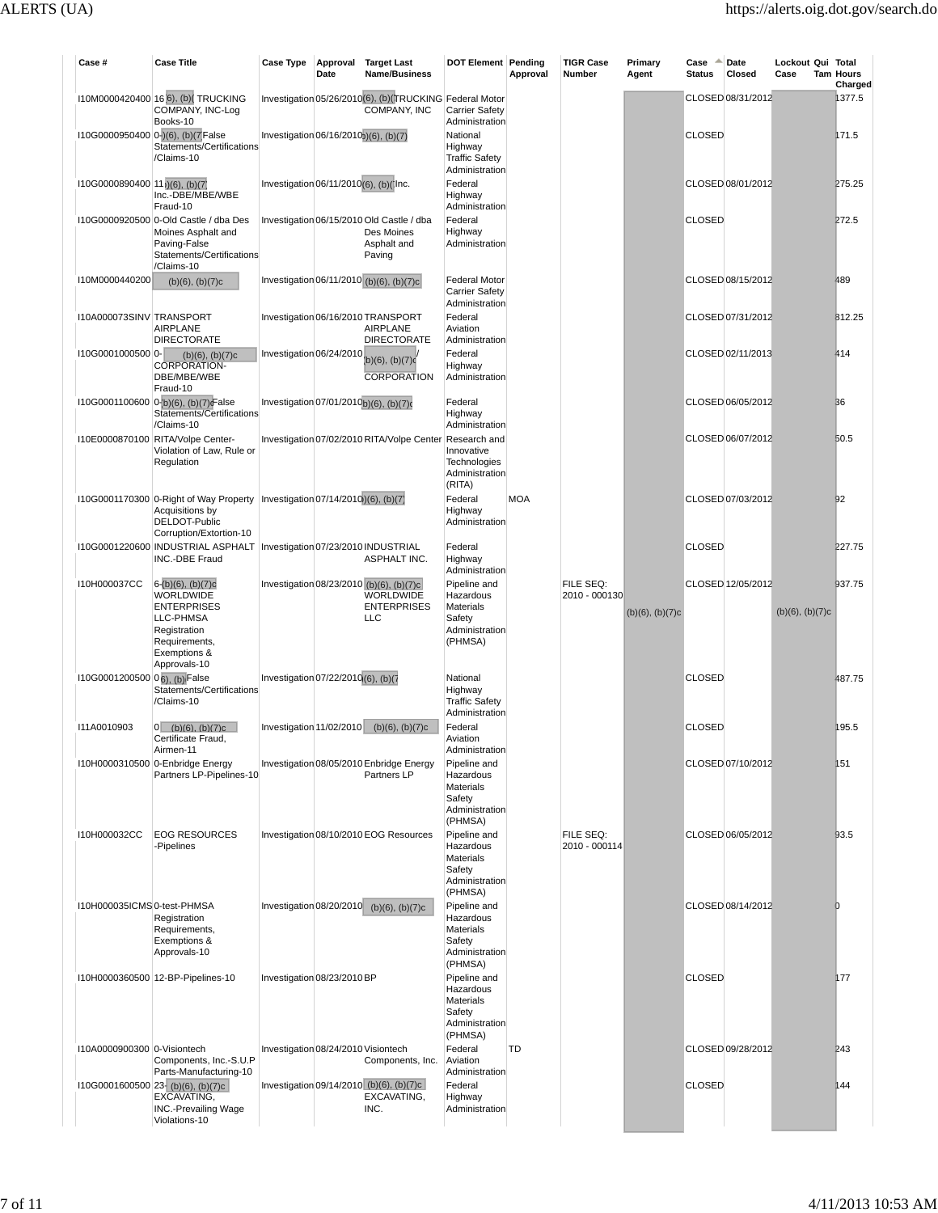| Case # | Case Title | Case Type | Approval Date | Target Last Name/Business | DOT Element | Pending Approval | TIGR Case Number | Primary Agent | Case Status | Date Closed | Lockout Case | Qui Tam | Total Hours Charged |
|---|---|---|---|---|---|---|---|---|---|---|---|---|---|
| I10M0000420400 | 16 (b)(6), (b)( TRUCKING COMPANY, INC-Log Books-10 | Investigation | 05/26/2010 | (b)(6), (b)( TRUCKING COMPANY, INC | Federal Motor Carrier Safety Administration | | | | CLOSED | 08/31/2012 | | | 1377.5 |
| I10G0000950400 | 0-(b)(6), (b)(7 False Statements/Certifications /Claims-10 | Investigation | 06/16/2010 | (b)(6), (b)(7) | National Highway Traffic Safety Administration | | | | CLOSED | | | | 171.5 |
| I10G0000890400 | 11(b)(6), (b)(7) Inc.-DBE/MBE/WBE Fraud-10 | Investigation | 06/11/2010 | (b)(6), (b)( Inc. | Federal Highway Administration | | | | CLOSED | 08/01/2012 | | | 275.25 |
| I10G0000920500 | 0-Old Castle / dba Des Moines Asphalt and Paving-False Statements/Certifications /Claims-10 | Investigation | 06/15/2010 | Old Castle / dba Des Moines Asphalt and Paving | Federal Highway Administration | | | | CLOSED | | | | 272.5 |
| I10M0000440200 | (b)(6), (b)(7)c | Investigation | 06/11/2010 | (b)(6), (b)(7)c | Federal Motor Carrier Safety Administration | | | | CLOSED | 08/15/2012 | | | 489 |
| I10A000073SINV | TRANSPORT AIRPLANE DIRECTORATE | Investigation | 06/16/2010 | TRANSPORT AIRPLANE DIRECTORATE | Federal Aviation Administration | | | | CLOSED | 07/31/2012 | | | 812.25 |
| I10G0001000500 | 0-(b)(6), (b)(7)c CORPORATION-DBE/MBE/WBE Fraud-10 | Investigation | 06/24/2010 | (b)(6), (b)(7)c / CORPORATION | Federal Highway Administration | | | | CLOSED | 02/11/2013 | | | 414 |
| I10G0001100600 | 0-(b)(6), (b)(7)c False Statements/Certifications /Claims-10 | Investigation | 07/01/2010 | (b)(6), (b)(7)c | Federal Highway Administration | | | | CLOSED | 06/05/2012 | | | 36 |
| I10E0000870100 | RITA/Volpe Center-Violation of Law, Rule or Regulation | Investigation | 07/02/2010 | RITA/Volpe Center | Research and Innovative Technologies Administration (RITA) | | | | CLOSED | 06/07/2012 | | | 50.5 |
| I10G0001170300 | 0-Right of Way Property Acquisitions by DELDOT-Public Corruption/Extortion-10 | Investigation | 07/14/2010 | (b)(6), (b)(7) | Federal Highway Administration | MOA | | | CLOSED | 07/03/2012 | | | 92 |
| I10G0001220600 | INDUSTRIAL ASPHALT INC.-DBE Fraud | Investigation | 07/23/2010 | INDUSTRIAL ASPHALT INC. | Federal Highway Administration | | | | CLOSED | | | | 227.75 |
| I10H000037CC | 6-(b)(6), (b)(7)c WORLDWIDE ENTERPRISES LLC-PHMSA Registration Requirements, Exemptions & Approvals-10 | Investigation | 08/23/2010 | (b)(6), (b)(7)c WORLDWIDE ENTERPRISES LLC | Pipeline and Hazardous Materials Safety Administration (PHMSA) | | FILE SEQ: 2010 - 000130 | (b)(6), (b)(7)c | CLOSED | 12/05/2012 | (b)(6), (b)(7)c | | 937.75 |
| I10G0001200500 | 0 (b)(6), (b) False Statements/Certifications /Claims-10 | Investigation | 07/22/2010 | (b)(6), (b)(7 | National Highway Traffic Safety Administration | | | | CLOSED | | | | 487.75 |
| I11A0010903 | 0 (b)(6), (b)(7)c Certificate Fraud, Airmen-11 | Investigation | 11/02/2010 | (b)(6), (b)(7)c | Federal Aviation Administration | | | | CLOSED | | | | 195.5 |
| I10H0000310500 | 0-Enbridge Energy Partners LP-Pipelines-10 | Investigation | 08/05/2010 | Enbridge Energy Partners LP | Pipeline and Hazardous Materials Safety Administration (PHMSA) | | | | CLOSED | 07/10/2012 | | | 151 |
| I10H000032CC | EOG RESOURCES -Pipelines | Investigation | 08/10/2010 | EOG Resources | Pipeline and Hazardous Materials Safety Administration (PHMSA) | | FILE SEQ: 2010 - 000114 | | CLOSED | 06/05/2012 | | | 93.5 |
| I10H000035ICMS | 0-test-PHMSA Registration Requirements, Exemptions & Approvals-10 | Investigation | 08/20/2010 | (b)(6), (b)(7)c | Pipeline and Hazardous Materials Safety Administration (PHMSA) | | | | CLOSED | 08/14/2012 | | | 0 |
| I10H0000360500 | 12-BP-Pipelines-10 | Investigation | 08/23/2010 | BP | Pipeline and Hazardous Materials Safety Administration (PHMSA) | | | | CLOSED | | | | 177 |
| I10A0000900300 | 0-Visiontech Components, Inc.-S.U.P Parts-Manufacturing-10 | Investigation | 08/24/2010 | Visiontech Components, Inc. | Federal Aviation Administration | TD | | | CLOSED | 09/28/2012 | | | 243 |
| I10G0001600500 | 23-(b)(6), (b)(7)c EXCAVATING, INC.-Prevailing Wage Violations-10 | Investigation | 09/14/2010 | (b)(6), (b)(7)c EXCAVATING, INC. | Federal Highway Administration | | | | CLOSED | | | | 144 |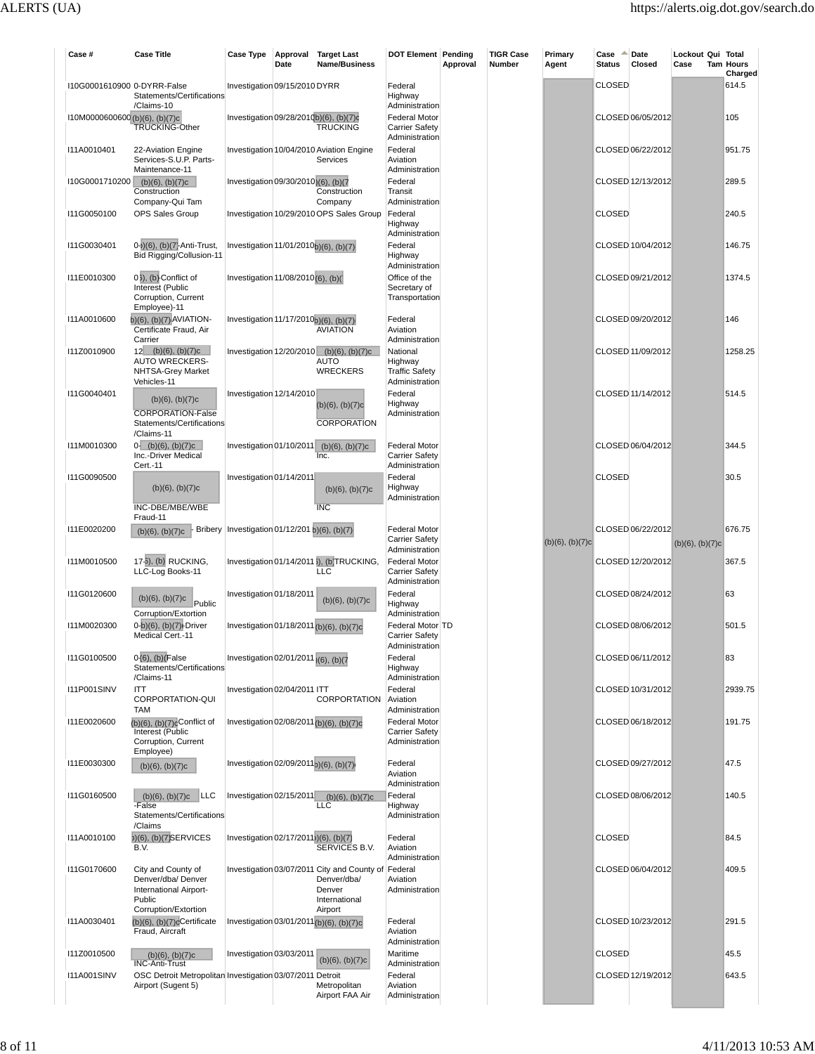| Case # | Case Title | Case Type | Approval Date | Target Last Name/Business | DOT Element | Pending Approval | TIGR Case Number | Primary Agent | Case Status | Date Closed | Lockout Case | Qui Tam | Total Hours Charged |
|---|---|---|---|---|---|---|---|---|---|---|---|---|---|
| I10G0001610900 | 0-DYRR-False Statements/Certifications /Claims-10 | Investigation | 09/15/2010 | DYRR | Federal Highway Administration | | | (b)(6), (b)(7)c | CLOSED | | (b)(6), (b)(7)c | | 614.5 |
| I10M0000600600 | (b)(6), (b)(7)c TRUCKING-Other | Investigation | 09/28/2010 | (b)(6), (b)(7)c TRUCKING | Federal Motor Carrier Safety Administration | | | | CLOSED | 06/05/2012 | | | 105 |
| I11A0010401 | 22-Aviation Engine Services-S.U.P. Parts-Maintenance-11 | Investigation | 10/04/2010 | Aviation Engine Services | Federal Aviation Administration | | | | CLOSED | 06/22/2012 | | | 951.75 |
| I10G0001710200 | (b)(6), (b)(7)c Construction Company-Qui Tam | Investigation | 09/30/2010 | (b)(6), (b)(7 Construction Company | Federal Transit Administration | | | | CLOSED | 12/13/2012 | | | 289.5 |
| I11G0050100 | OPS Sales Group | Investigation | 10/29/2010 | OPS Sales Group | Federal Highway Administration | | | | CLOSED | | | | 240.5 |
| I11G0030401 | 0-(b)(6), (b)(7)-Anti-Trust, Bid Rigging/Collusion-11 | Investigation | 11/01/2010 | (b)(6), (b)(7) | Federal Highway Administration | | | | CLOSED | 10/04/2012 | | | 146.75 |
| I11E0010300 | 0(b)(6), (b)-Conflict of Interest (Public Corruption, Current Employee)-11 | Investigation | 11/08/2010 | (b)(6), (b)( | Office of the Secretary of Transportation | | | | CLOSED | 09/21/2012 | | | 1374.5 |
| I11A0010600 | (b)(6), (b)(7)AVIATION-Certificate Fraud, Air Carrier | Investigation | 11/17/2010 | (b)(6), (b)(7) AVIATION | Federal Aviation Administration | | | | CLOSED | 09/20/2012 | | | 146 |
| I11Z0010900 | 12 (b)(6), (b)(7)c AUTO WRECKERS-NHTSA-Grey Market Vehicles-11 | Investigation | 12/20/2010 | (b)(6), (b)(7)c AUTO WRECKERS | National Highway Traffic Safety Administration | | | | CLOSED | 11/09/2012 | | | 1258.25 |
| I11G0040401 | (b)(6), (b)(7)c CORPORATION-False Statements/Certifications /Claims-11 | Investigation | 12/14/2010 | (b)(6), (b)(7)c CORPORATION | Federal Highway Administration | | | | CLOSED | 11/14/2012 | | | 514.5 |
| I11M0010300 | 0- (b)(6), (b)(7)c Inc.-Driver Medical Cert.-11 | Investigation | 01/10/2011 | (b)(6), (b)(7)c Inc. | Federal Motor Carrier Safety Administration | | | | CLOSED | 06/04/2012 | | | 344.5 |
| I11G0090500 | (b)(6), (b)(7)c INC-DBE/MBE/WBE Fraud-11 | Investigation | 01/14/2011 | (b)(6), (b)(7)c INC | Federal Highway Administration | | | | CLOSED | | | | 30.5 |
| I11E0020200 | (b)(6), (b)(7)c - Bribery | Investigation | 01/12/201 | (b)(6), (b)(7) | Federal Motor Carrier Safety Administration | | | | CLOSED | 06/22/2012 | | | 676.75 |
| I11M0010500 | 17-(b), (b) RUCKING, LLC-Log Books-11 | Investigation | 01/14/2011 | (b), (b)TRUCKING, LLC | Federal Motor Carrier Safety Administration | | | | CLOSED | 12/20/2012 | | | 367.5 |
| I11G0120600 | (b)(6), (b)(7)c Public Corruption/Extortion | Investigation | 01/18/2011 | (b)(6), (b)(7)c | Federal Highway Administration | | | | CLOSED | 08/24/2012 | | | 63 |
| I11M0020300 | 0-(b)(6), (b)(7)-Driver Medical Cert.-11 | Investigation | 01/18/2011 | (b)(6), (b)(7)c | Federal Motor Carrier Safety Administration | TD | | | CLOSED | 08/06/2012 | | | 501.5 |
| I11G0100500 | 0-(6), (b)(False Statements/Certifications /Claims-11 | Investigation | 02/01/2011 | (6), (b)(7 | Federal Highway Administration | | | | CLOSED | 06/11/2012 | | | 83 |
| I11P001SINV | ITT CORPORTATION-QUI TAM | Investigation | 02/04/2011 | ITT CORPORTATION | Federal Aviation Administration | | | | CLOSED | 10/31/2012 | | | 2939.75 |
| I11E0020600 | (b)(6), (b)(7)cConflict of Interest (Public Corruption, Current Employee) | Investigation | 02/08/2011 | (b)(6), (b)(7)c | Federal Motor Carrier Safety Administration | | | | CLOSED | 06/18/2012 | | | 191.75 |
| I11E0030300 | (b)(6), (b)(7)c | Investigation | 02/09/2011 | (b)(6), (b)(7) | Federal Aviation Administration | | | | CLOSED | 09/27/2012 | | | 47.5 |
| I11G0160500 | (b)(6), (b)(7)c LLC -False Statements/Certifications /Claims | Investigation | 02/15/2011 | (b)(6), (b)(7)c LLC | Federal Highway Administration | | | | CLOSED | 08/06/2012 | | | 140.5 |
| I11A0010100 | (b)(6), (b)(7)SERVICES B.V. | Investigation | 02/17/2011 | (b)(6), (b)(7) SERVICES B.V. | Federal Aviation Administration | | | | CLOSED | | | | 84.5 |
| I11G0170600 | City and County of Denver/dba/ Denver International Airport-Public Corruption/Extortion | Investigation | 03/07/2011 | City and County of Denver/dba/ Denver International Airport | Federal Aviation Administration | | | | CLOSED | 06/04/2012 | | | 409.5 |
| I11A0030401 | (b)(6), (b)(7)cCertificate Fraud, Aircraft | Investigation | 03/01/2011 | (b)(6), (b)(7)c | Federal Aviation Administration | | | | CLOSED | 10/23/2012 | | | 291.5 |
| I11Z0010500 | (b)(6), (b)(7)c INC-Anti-Trust | Investigation | 03/03/2011 | (b)(6), (b)(7)c | Maritime Administration | | | | CLOSED | | | | 45.5 |
| I11A001SINV | OSC Detroit Metropolitan Airport (Sugent 5) | Investigation | 03/07/2011 | Detroit Metropolitan Airport FAA Air | Federal Aviation Administration | | | | CLOSED | 12/19/2012 | | | 643.5 |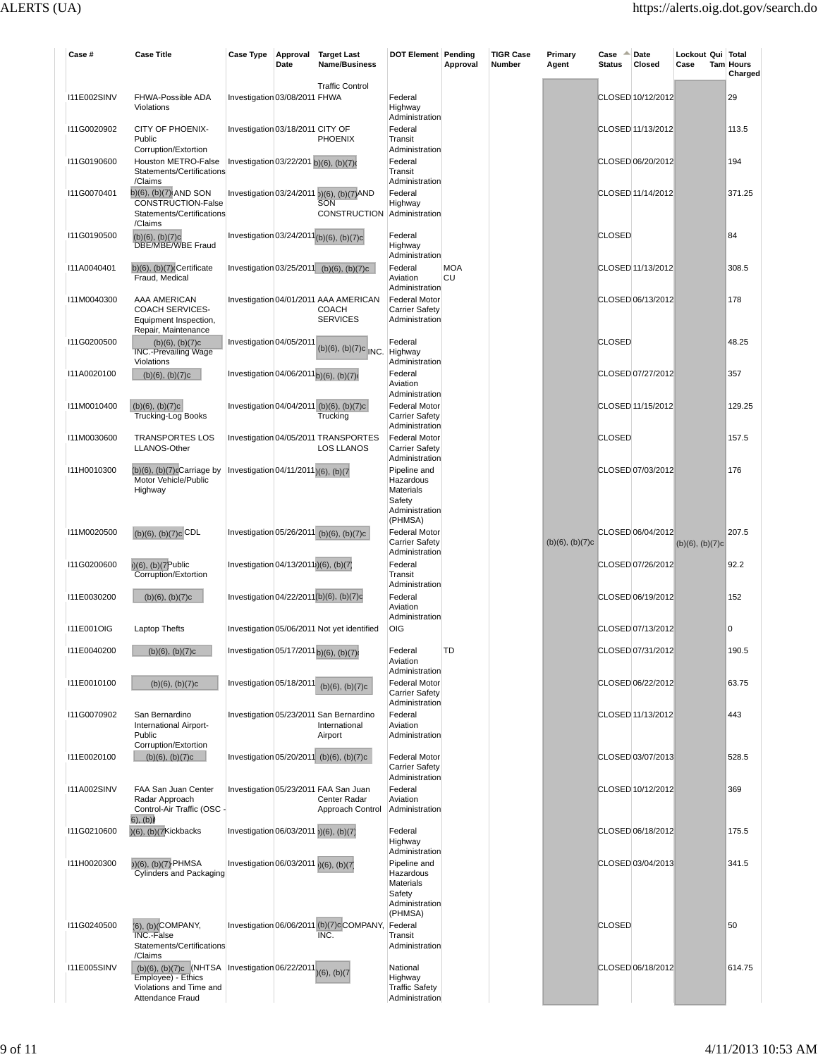| Case # | Case Title | Case Type | Approval Date | Target Last Name/Business | DOT Element | Pending Approval | TIGR Case Number | Primary Agent | Case Status | Date Closed | Lockout Case | Qui Tam | Total Hours Charged |
|---|---|---|---|---|---|---|---|---|---|---|---|---|---|
| I11E002SINV | FHWA-Possible ADA Violations | Investigation | 03/08/2011 | Traffic Control FHWA | Federal Highway Administration | | | (b)(6), (b)(7)c | CLOSED | 10/12/2012 | (b)(6), (b)(7)c | | 29 |
| I11G0020902 | CITY OF PHOENIX-Public Corruption/Extortion | Investigation | 03/18/2011 | CITY OF PHOENIX | Federal Transit Administration | | | | CLOSED | 11/13/2012 | | | 113.5 |
| I11G0190600 | Houston METRO-False Statements/Certifications/Claims | Investigation | 03/22/201 | b)(6), (b)(7)c | Federal Transit Administration | | | | CLOSED | 06/20/2012 | | | 194 |
| I11G0070401 | b)(6), (b)(7) AND SON CONSTRUCTION-False Statements/Certifications/Claims | Investigation | 03/24/2011 | b)(6), (b)(7) AND SON CONSTRUCTION | Federal Highway Administration | | | | CLOSED | 11/14/2012 | | | 371.25 |
| I11G0190500 | (b)(6), (b)(7)c DBE/MBE/WBE Fraud | Investigation | 03/24/2011 | (b)(6), (b)(7)c | Federal Highway Administration | | | | CLOSED | | | | 84 |
| I11A0040401 | b)(6), (b)(7) Certificate Fraud, Medical | Investigation | 03/25/2011 | (b)(6), (b)(7)c | Federal Aviation Administration | MOA CU | | | CLOSED | 11/13/2012 | | | 308.5 |
| I11M0040300 | AAA AMERICAN COACH SERVICES-Equipment Inspection, Repair, Maintenance | Investigation | 04/01/2011 | AAA AMERICAN COACH SERVICES | Federal Motor Carrier Safety Administration | | | | CLOSED | 06/13/2012 | | | 178 |
| I11G0200500 | (b)(6), (b)(7)c INC.-Prevailing Wage Violations | Investigation | 04/05/2011 | (b)(6), (b)(7)c INC. | Federal Highway Administration | | | | CLOSED | | | | 48.25 |
| I11A0020100 | (b)(6), (b)(7)c | Investigation | 04/06/2011 | b)(6), (b)(7) | Federal Aviation Administration | | | | CLOSED | 07/27/2012 | | | 357 |
| I11M0010400 | (b)(6), (b)(7)c Trucking-Log Books | Investigation | 04/04/2011 | (b)(6), (b)(7)c Trucking | Federal Motor Carrier Safety Administration | | | | CLOSED | 11/15/2012 | | | 129.25 |
| I11M0030600 | TRANSPORTES LOS LLANOS-Other | Investigation | 04/05/2011 | TRANSPORTES LOS LLANOS | Federal Motor Carrier Safety Administration | | | | CLOSED | | | | 157.5 |
| I11H0010300 | (b)(6), (b)(7)c Carriage by Motor Vehicle/Public Highway | Investigation | 04/11/2011 | )(6), (b)(7 | Pipeline and Hazardous Materials Safety Administration (PHMSA) | | | | CLOSED | 07/03/2012 | | | 176 |
| I11M0020500 | (b)(6), (b)(7)c CDL | Investigation | 05/26/2011 | (b)(6), (b)(7)c | Federal Motor Carrier Safety Administration | | | | CLOSED | 06/04/2012 | | | 207.5 |
| I11G0200600 | )(6), (b)(7 Public Corruption/Extortion | Investigation | 04/13/2011 | )(6), (b)(7 | Federal Transit Administration | | | | CLOSED | 07/26/2012 | | | 92.2 |
| I11E0030200 | (b)(6), (b)(7)c | Investigation | 04/22/2011 | (b)(6), (b)(7)c | Federal Aviation Administration | | | | CLOSED | 06/19/2012 | | | 152 |
| I11E001OIG | Laptop Thefts | Investigation | 05/06/2011 | Not yet identified | OIG | | | | CLOSED | 07/13/2012 | | | 0 |
| I11E0040200 | (b)(6), (b)(7)c | Investigation | 05/17/2011 | b)(6), (b)(7) | Federal Aviation Administration | TD | | | CLOSED | 07/31/2012 | | | 190.5 |
| I11E0010100 | (b)(6), (b)(7)c | Investigation | 05/18/2011 | (b)(6), (b)(7)c | Federal Motor Carrier Safety Administration | | | | CLOSED | 06/22/2012 | | | 63.75 |
| I11G0070902 | San Bernardino International Airport-Public Corruption/Extortion | Investigation | 05/23/2011 | San Bernardino International Airport | Federal Aviation Administration | | | | CLOSED | 11/13/2012 | | | 443 |
| I11E0020100 | (b)(6), (b)(7)c | Investigation | 05/20/2011 | (b)(6), (b)(7)c | Federal Motor Carrier Safety Administration | | | | CLOSED | 03/07/2013 | | | 528.5 |
| I11A002SINV | FAA San Juan Center Radar Approach Control-Air Traffic (OSC - 6), (b)( | Investigation | 05/23/2011 | FAA San Juan Center Radar Approach Control | Federal Aviation Administration | | | | CLOSED | 10/12/2012 | | | 369 |
| I11G0210600 | )(6), (b)(7 Kickbacks | Investigation | 06/03/2011 | )(6), (b)(7 | Federal Highway Administration | | | | CLOSED | 06/18/2012 | | | 175.5 |
| I11H0020300 | )(6), (b)(7) PHMSA Cylinders and Packaging | Investigation | 06/03/2011 | )(6), (b)(7 | Pipeline and Hazardous Materials Safety Administration (PHMSA) | | | | CLOSED | 03/04/2013 | | | 341.5 |
| I11G0240500 | 6), (b)( COMPANY, INC.-False Statements/Certifications/Claims | Investigation | 06/06/2011 | (b)(7)c COMPANY, INC. | Federal Transit Administration | | | | CLOSED | | | | 50 |
| I11E005SINV | (b)(6), (b)(7)c (NHTSA Employee) - Ethics Violations and Time and Attendance Fraud | Investigation | 06/22/2011 | )(6), (b)(7 | National Highway Traffic Safety Administration | | | | CLOSED | 06/18/2012 | | | 614.75 |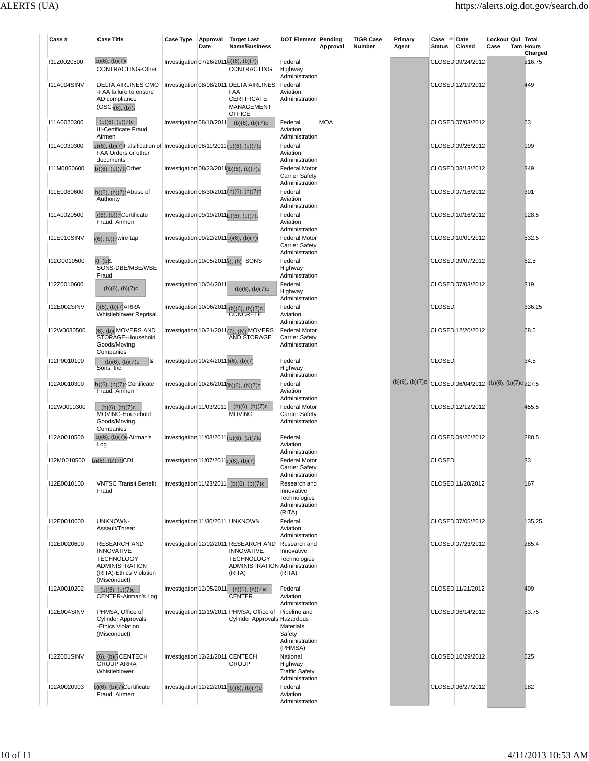| Case # | Case Title | Case Type | Approval Date | Target Last Name/Business | DOT Element | Pending Approval | TIGR Case Number | Primary Agent | Case Status | Date Closed | Lockout Case | Qui Tam | Total Hours Charged |
|---|---|---|---|---|---|---|---|---|---|---|---|---|---|
| I11Z0020500 | (b)(6), (b)(7)c CONTRACTING-Other | Investigation | 07/26/2011 | (b)(6), (b)(7)c CONTRACTING | Federal Highway Administration | | | | CLOSED | 09/24/2012 | | | 216.75 |
| I11A004SINV | DELTA AIRLINES CMO -FAA failure to ensure AD compliance (OSC-(b)(6), (b)(7) | Investigation | 08/08/2011 | DELTA AIRLINES FAA CERTIFICATE MANAGEMENT OFFICE | Federal Aviation Administration | | | | CLOSED | 12/19/2012 | | | 449 |
| I11A0020300 | (b)(6), (b)(7)c III-Certificate Fraud, Airmen | Investigation | 08/10/2011 | (b)(6), (b)(7)c | Federal Aviation Administration | MOA | | | CLOSED | 07/03/2012 | | | 53 |
| I11A0030300 | (b)(6), (b)(7) Falsification of FAA Orders or other documents | Investigation | 08/11/2011 | (b)(6), (b)(7)c | Federal Aviation Administration | | | | CLOSED | 09/26/2012 | | | 109 |
| I11M0060600 | (b)(6), (b)(7)c Other | Investigation | 08/23/2011 | (b)(6), (b)(7)c | Federal Motor Carrier Safety Administration | | | | CLOSED | 08/13/2012 | | | 349 |
| I11E0080600 | (b)(6), (b)(7)c Abuse of Authority | Investigation | 08/30/2011 | (b)(6), (b)(7)c | Federal Aviation Administration | | | | CLOSED | 07/16/2012 | | | 301 |
| I11A0020500 | (b)(6), (b)(7) Certificate Fraud, Airmen | Investigation | 09/19/2011 | (b)(6), (b)(7)c | Federal Aviation Administration | | | | CLOSED | 10/16/2012 | | | 128.5 |
| I11E010SINV | (b)(6), (b)(7) wire tap | Investigation | 09/22/2011 | (b)(6), (b)(7)c | Federal Motor Carrier Safety Administration | | | | CLOSED | 10/01/2012 | | | 532.5 |
| I12G0010500 | (b)(6), (b) & SONS-DBE/MBE/WBE Fraud | Investigation | 10/05/2011 | (b)(6), (b) SONS | Federal Highway Administration | | | | CLOSED | 09/07/2012 | | | 62.5 |
| I12Z0010600 | (b)(6), (b)(7)c | Investigation | 10/04/2011 | (b)(6), (b)(7)c | Federal Highway Administration | | | | CLOSED | 07/03/2012 | | | 319 |
| I12E002SINV | (b)(6), (b)(7) ARRA Whistleblower Reprisal | Investigation | 10/06/2011 | (b)(6), (b)(7)c CONCRETE | Federal Aviation Administration | | | | CLOSED | | | | 336.25 |
| I12W0030500 | (b)(6), (b) MOVERS AND STORAGE-Household Goods/Moving Companies | Investigation | 10/21/2011 | (b)(6), (b) MOVERS AND STORAGE | Federal Motor Carrier Safety Administration | | | | CLOSED | 12/20/2012 | | | 68.5 |
| I12P0010100 | (b)(6), (b)(7)c & Sons, Inc. | Investigation | 10/24/2011 | (b)(6), (b)(7) | Federal Highway Administration | | | | CLOSED | | | | 34.5 |
| I12A0010300 | (b)(6), (b)(7)c Certificate Fraud, Airmen | Investigation | 10/26/2011 | (b)(6), (b)(7)c | Federal Aviation Administration | | | (b)(6), (b)(7)c | CLOSED | 06/04/2012 | (b)(6), (b)(7)c | | 227.5 |
| I12W0010300 | (b)(6), (b)(7)c MOVING-Household Goods/Moving Companies | Investigation | 11/03/2011 | (b)(6), (b)(7)c MOVING | Federal Motor Carrier Safety Administration | | | | CLOSED | 12/12/2012 | | | 455.5 |
| I12A0010500 | (b)(6), (b)(7)c Airman's Log | Investigation | 11/08/2011 | (b)(6), (b)(7)c | Federal Aviation Administration | | | | CLOSED | 09/26/2012 | | | 280.5 |
| I12M0010500 | (b)(6), (b)(7)c CDL | Investigation | 11/07/2011 | (b)(6), (b)(7) | Federal Motor Carrier Safety Administration | | | | CLOSED | | | | 33 |
| I12E0010100 | VNTSC Transit Benefit Fraud | Investigation | 11/23/2011 | (b)(6), (b)(7)c | Research and Innovative Technologies Administration (RITA) | | | | CLOSED | 11/20/2012 | | | 167 |
| I12E0010600 | UNKNOWN-Assault/Threat | Investigation | 11/30/2011 | UNKNOWN | Federal Aviation Administration | | | | CLOSED | 07/05/2012 | | | 135.25 |
| I12E0020600 | RESEARCH AND INNOVATIVE TECHNOLOGY ADMINISTRATION (RITA)-Ethics Violation (Misconduct) | Investigation | 12/02/2011 | RESEARCH AND INNOVATIVE TECHNOLOGY ADMINISTRATION (RITA) | Research and Innovative Technologies Administration (RITA) | | | | CLOSED | 07/23/2012 | | | 285.4 |
| I12A0010202 | (b)(6), (b)(7)c CENTER-Airman's Log | Investigation | 12/05/2011 | (b)(6), (b)(7)c CENTER | Federal Aviation Administration | | | | CLOSED | 11/21/2012 | | | 409 |
| I12E004SINV | PHMSA, Office of Cylinder Approvals -Ethics Violation (Misconduct) | Investigation | 12/19/2011 | PHMSA, Office of Cylinder Approvals | Pipeline and Hazardous Materials Safety Administration (PHMSA) | | | | CLOSED | 06/14/2012 | | | 53.75 |
| I12Z001SINV | (b)(6), (b)(7) CENTECH GROUP ARRA Whistleblower | Investigation | 12/21/2011 | CENTECH GROUP | National Highway Traffic Safety Administration | | | | CLOSED | 10/29/2012 | | | 525 |
| I12A0020903 | (b)(6), (b)(7) Certificate Fraud, Airmen | Investigation | 12/22/2011 | (b)(6), (b)(7)c | Federal Aviation Administration | | | | CLOSED | 06/27/2012 | | | 182 |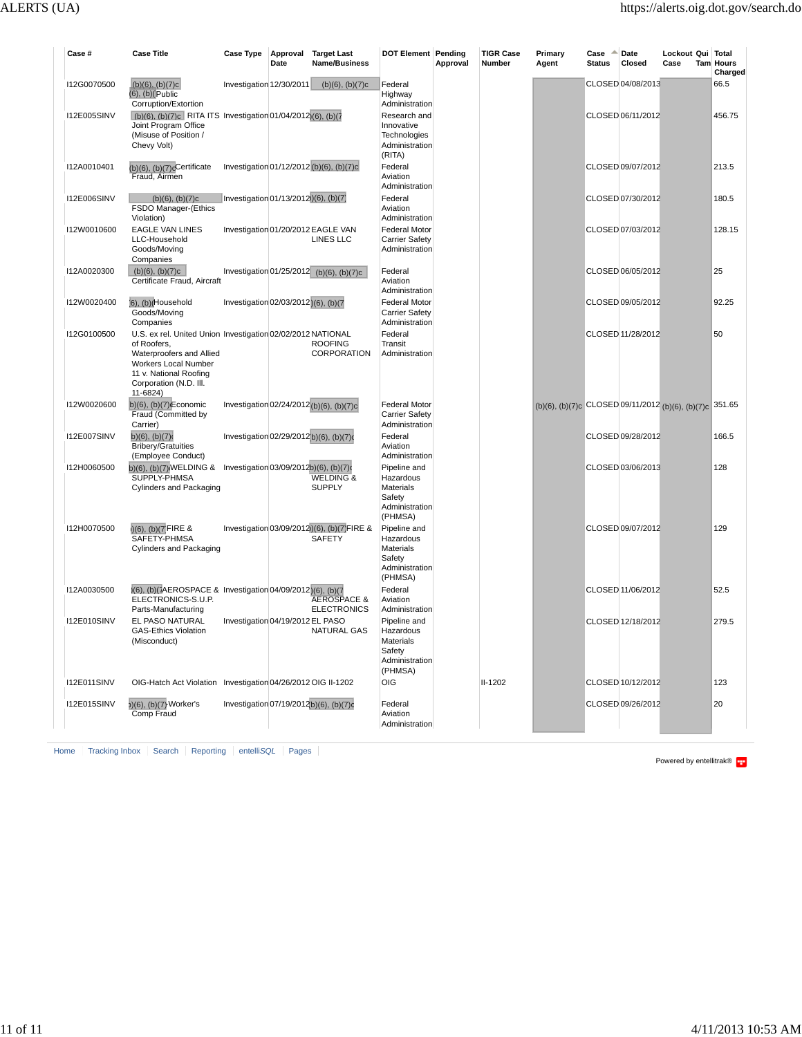| Case # | Case Title | Case Type | Approval Date | Target Last Name/Business | DOT Element | Pending Approval | TIGR Case Number | Primary Agent | Case Status | Date Closed | Lockout Case | Qui Tam | Total Hours Charged |
|---|---|---|---|---|---|---|---|---|---|---|---|---|---|
| I12G0070500 | (b)(6), (b)(7)c (6), (b)( Public Corruption/Extortion | Investigation | 12/30/2011 | (b)(6), (b)(7)c | Federal Highway Administration | | | | CLOSED | 04/08/2013 | | | 66.5 |
| I12E005SINV | (b)(6), (b)(7)c RITA ITS Joint Program Office (Misuse of Position / Chevy Volt) | Investigation | 01/04/2012 | )(6), (b)(7 | Research and Innovative Technologies Administration (RITA) | | | | CLOSED | 06/11/2012 | | | 456.75 |
| I12A0010401 | (b)(6), (b)(7)c Certificate Fraud, Airmen | Investigation | 01/12/2012 | (b)(6), (b)(7)c | Federal Aviation Administration | | | | CLOSED | 09/07/2012 | | | 213.5 |
| I12E006SINV | (b)(6), (b)(7)c FSDO Manager-(Ethics Violation) | Investigation | 01/13/2012 | )(6), (b)(7 | Federal Aviation Administration | | | | CLOSED | 07/30/2012 | | | 180.5 |
| I12W0010600 | EAGLE VAN LINES LLC-Household Goods/Moving Companies | Investigation | 01/20/2012 | EAGLE VAN LINES LLC | Federal Motor Carrier Safety Administration | | | | CLOSED | 07/03/2012 | | | 128.15 |
| I12A0020300 | (b)(6), (b)(7)c Certificate Fraud, Aircraft | Investigation | 01/25/2012 | (b)(6), (b)(7)c | Federal Aviation Administration | | | | CLOSED | 06/05/2012 | | | 25 |
| I12W0020400 | 6), (b)( Household Goods/Moving Companies | Investigation | 02/03/2012 | )(6), (b)(7 | Federal Motor Carrier Safety Administration | | | | CLOSED | 09/05/2012 | | | 92.25 |
| I12G0100500 | U.S. ex rel. United Union of Roofers, Waterproofers and Allied Workers Local Number 11 v. National Roofing Corporation (N.D. Ill. 11-6824) | Investigation | 02/02/2012 | NATIONAL ROOFING CORPORATION | Federal Transit Administration | | | | CLOSED | 11/28/2012 | | | 50 |
| I12W0020600 | b)(6), (b)(7) Economic Fraud (Committed by Carrier) | Investigation | 02/24/2012 | (b)(6), (b)(7)c | Federal Motor Carrier Safety Administration | | | (b)(6), (b)(7)c | CLOSED | 09/11/2012 | (b)(6), (b)(7)c | | 351.65 |
| I12E007SINV | b)(6), (b)(7) Bribery/Gratuities (Employee Conduct) | Investigation | 02/29/2012 | b)(6), (b)(7) | Federal Aviation Administration | | | | CLOSED | 09/28/2012 | | | 166.5 |
| I12H0060500 | b)(6), (b)(7) WELDING & SUPPLY-PHMSA Cylinders and Packaging | Investigation | 03/09/2012 | b)(6), (b)(7) WELDING & SUPPLY | Pipeline and Hazardous Materials Safety Administration (PHMSA) | | | | CLOSED | 03/06/2013 | | | 128 |
| I12H0070500 | )(6), (b)(7 FIRE & SAFETY-PHMSA Cylinders and Packaging | Investigation | 03/09/2012 | )(6), (b)(7 FIRE & SAFETY | Pipeline and Hazardous Materials Safety Administration (PHMSA) | | | | CLOSED | 09/07/2012 | | | 129 |
| I12A0030500 | )(6), (b)( AEROSPACE & ELECTRONICS-S.U.P. Parts-Manufacturing | Investigation | 04/09/2012 | )(6), (b)(7 AEROSPACE & ELECTRONICS | Federal Aviation Administration | | | | CLOSED | 11/06/2012 | | | 52.5 |
| I12E010SINV | EL PASO NATURAL GAS-Ethics Violation (Misconduct) | Investigation | 04/19/2012 | EL PASO NATURAL GAS | Pipeline and Hazardous Materials Safety Administration (PHMSA) | | | | CLOSED | 12/18/2012 | | | 279.5 |
| I12E011SINV | OIG-Hatch Act Violation | Investigation | 04/26/2012 | OIG II-1202 | OIG | | II-1202 | | CLOSED | 10/12/2012 | | | 123 |
| I12E015SINV | )(6), (b)(7) Worker's Comp Fraud | Investigation | 07/19/2012 | b)(6), (b)(7)c | Federal Aviation Administration | | | | CLOSED | 09/26/2012 | | | 20 |

Home | Tracking Inbox | Search | Reporting | entelliSQL | Pages

Powered by entellitrak®